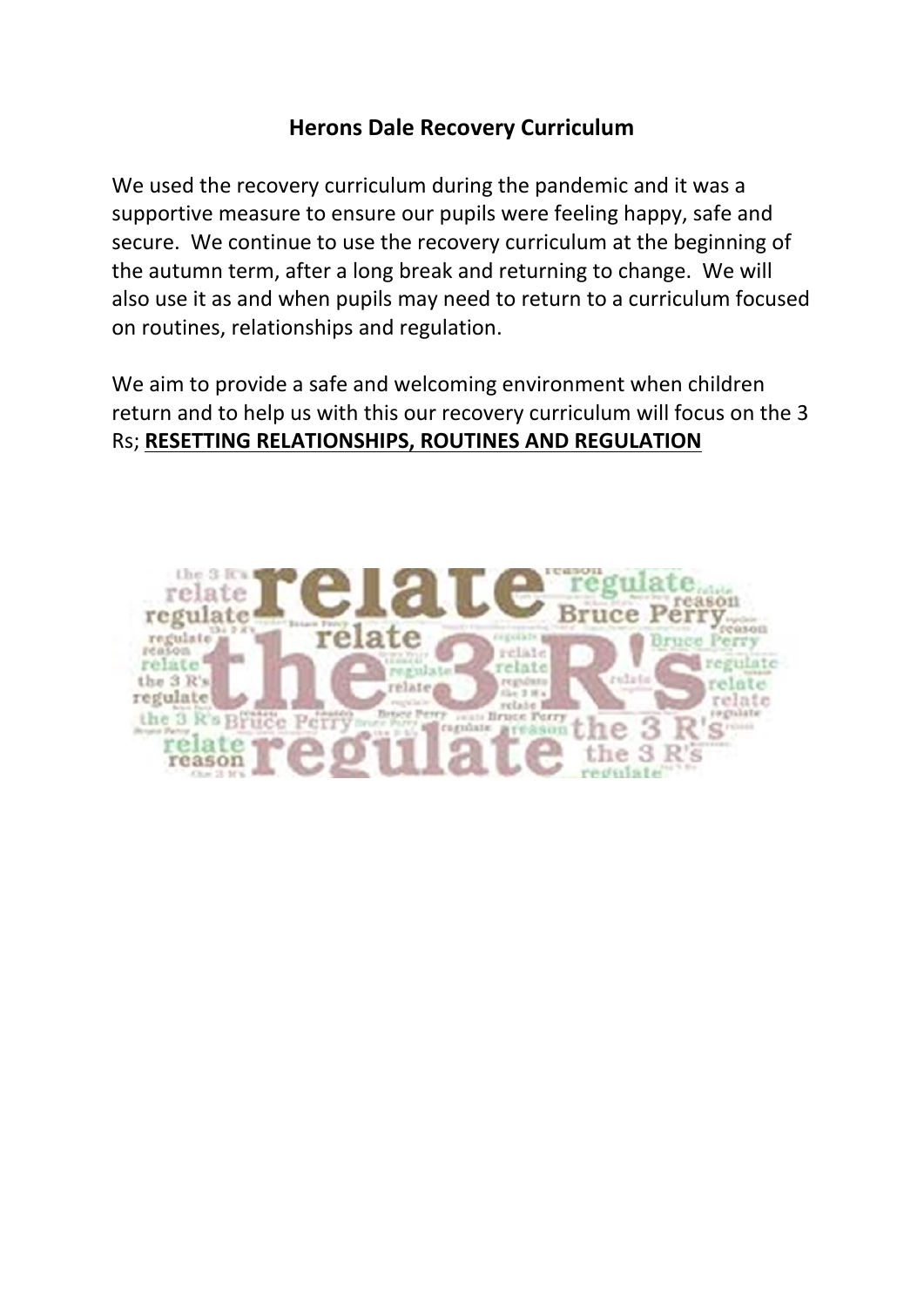# Herons Dale Recovery Curriculum

We used the recovery curriculum during the pandemic and it was a supportive measure to ensure our pupils were feeling happy, safe and secure. We continue to use the recovery curriculum at the beginning of the autumn term, after a long break and returning to change. We will also use it as and when pupils may need to return to a curriculum focused on routines, relationships and regulation.

We aim to provide a safe and welcoming environment when children return and to help us with this our recovery curriculum will focus on the 3 Rs; **RESETTING RELATIONSHIPS, ROUTINES AND REGULATION**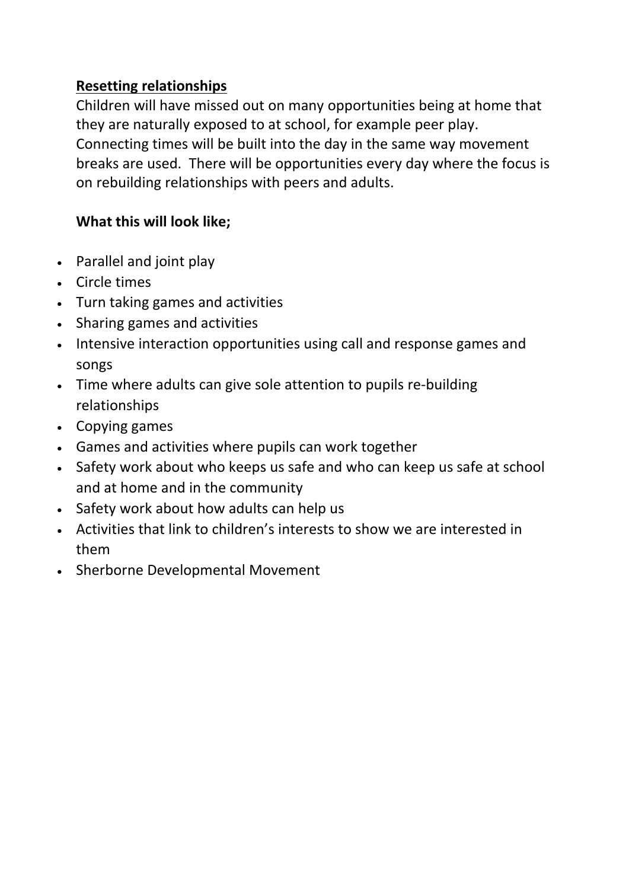## Resetting relationships

Children will have missed out on many opportunities being at home that they are naturally exposed to at school, for example peer play. Connecting times will be built into the day in the same way movement breaks are used. There will be opportunities every day where the focus is on rebuilding relationships with peers and adults.

**What this will look like;**

- Parallel and joint play
- Circle times
- Turn taking games and activities
- Sharing games and activities
- Intensive interaction opportunities using call and response games and songs
- Time where adults can give sole attention to pupils re-building relationships
- Copying games
- Games and activities where pupils can work together
- Safety work about who keeps us safe and who can keep us safe at school and at home and in the community
- Safety work about how adults can help us
- Activities that link to children's interests to show we are interested in them
- Sherborne Developmental Movement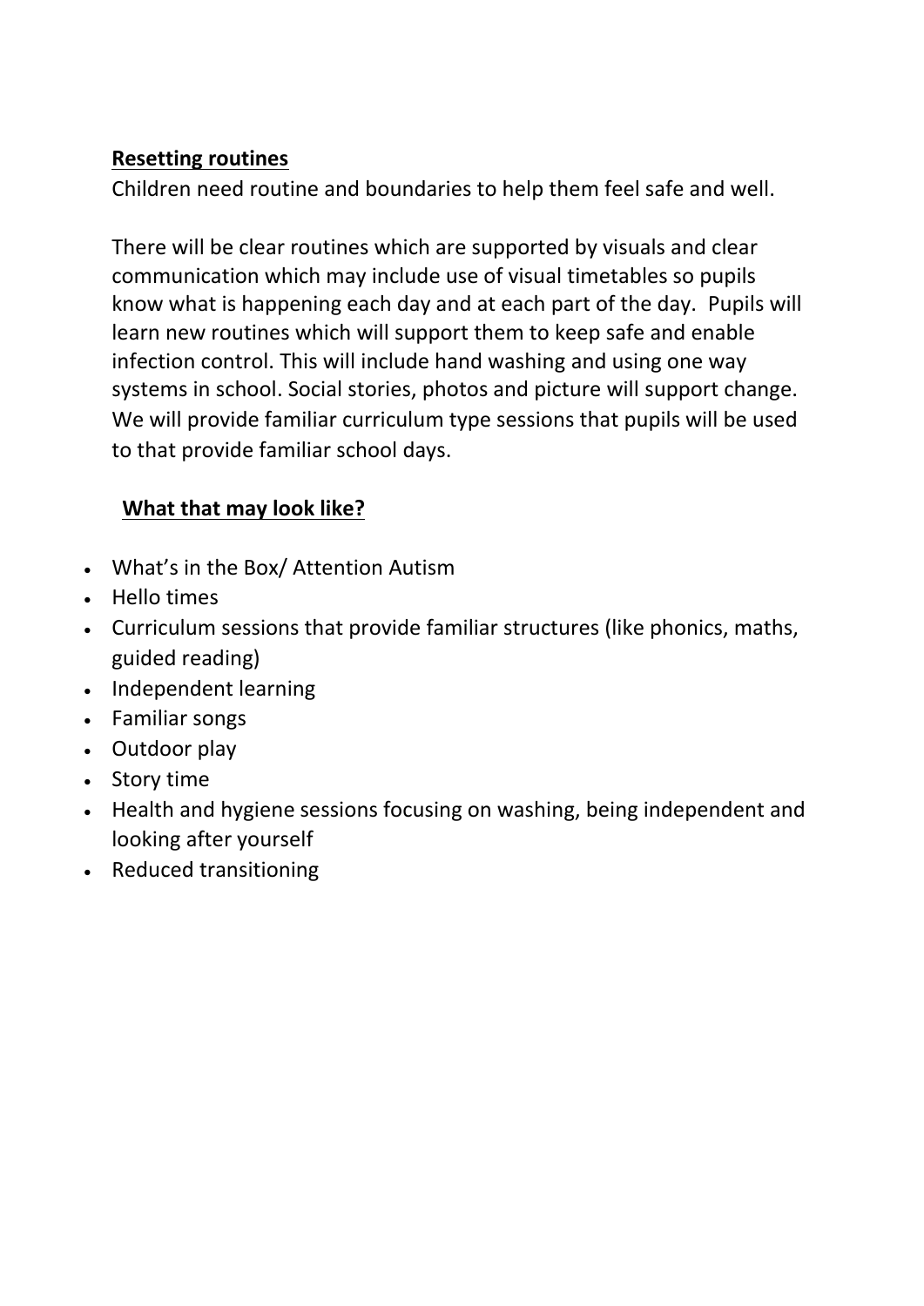**Resetting routines**

Children need routine and boundaries to help them feel safe and well.

There will be clear routines which are supported by visuals and clear communication which may include use of visual timetables so pupils know what is happening each day and at each part of the day. Pupils will learn new routines which will support them to keep safe and enable infection control. This will include hand washing and using one way systems in school. Social stories, photos and picture will support change. We will provide familiar curriculum type sessions that pupils will be used to that provide familiar school days.

**What that may look like?**

- What's in the Box/ Attention Autism
- Hello times
- Curriculum sessions that provide familiar structures (like phonics, maths, guided reading)
- Independent learning
- Familiar songs
- Outdoor play
- Story time
- Health and hygiene sessions focusing on washing, being independent and looking after yourself
- Reduced transitioning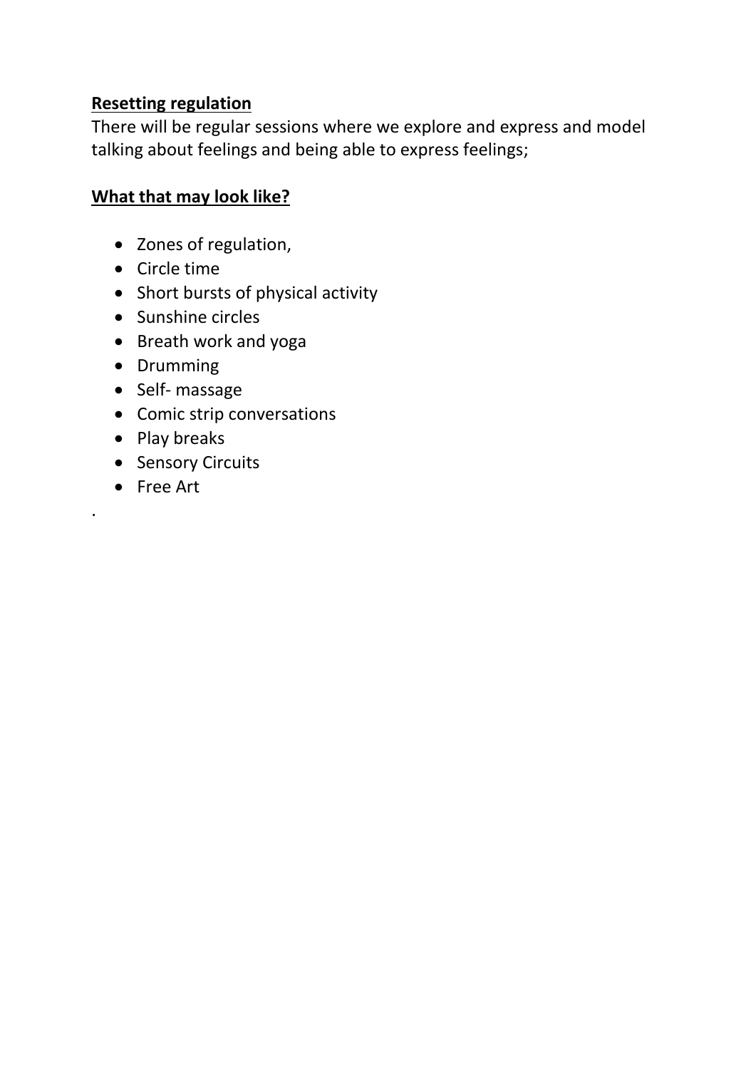**Resetting regulation**

There will be regular sessions where we explore and express and model talking about feelings and being able to express feelings;

**What that may look like?**

- Zones of regulation,
- Circle time
- Short bursts of physical activity
- Sunshine circles
- Breath work and yoga
- Drumming
- Self- massage
- Comic strip conversations
- Play breaks
- Sensory Circuits
- Free Art

.